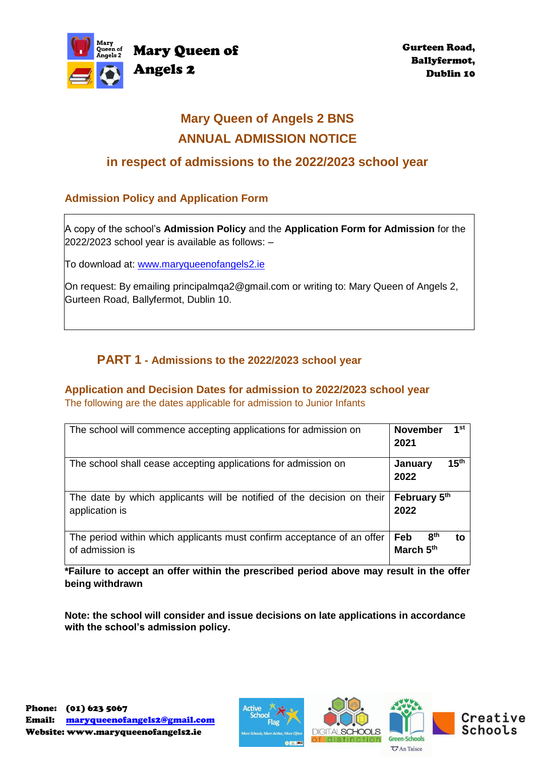**Mary Queen of Angels 2**

**Gurteen Road,**
**Ballyfermot,**
**Dublin 10**

# Mary Queen of Angels 2 BNS
# ANNUAL ADMISSION NOTICE
## in respect of admissions to the 2022/2023 school year

### Admission Policy and Application Form

A copy of the school's **Admission Policy** and the **Application Form for Admission** for the 2022/2023 school year is available as follows: –

To download at: www.maryqueenofangels2.ie

On request: By emailing principalmqa2@gmail.com or writing to: Mary Queen of Angels 2, Gurteen Road, Ballyfermot, Dublin 10.

## PART 1 - Admissions to the 2022/2023 school year

### Application and Decision Dates for admission to 2022/2023 school year

The following are the dates applicable for admission to Junior Infants

| | |
|---|---|
| The school will commence accepting applications for admission on | **November 1st 2021** |
| The school shall cease accepting applications for admission on | **January 15th 2022** |
| The date by which applicants will be notified of the decision on their application is | **February 5th 2022** |
| The period within which applicants must confirm acceptance of an offer of admission is | **Feb 8th to March 5th** |

***Failure to accept an offer within the prescribed period above may result in the offer being withdrawn**

**Note: the school will consider and issue decisions on late applications in accordance with the school's admission policy.**

**Phone:** (01) 623 5067
**Email:** maryqueenofangels2@gmail.com
**Website:** www.maryqueenofangels2.ie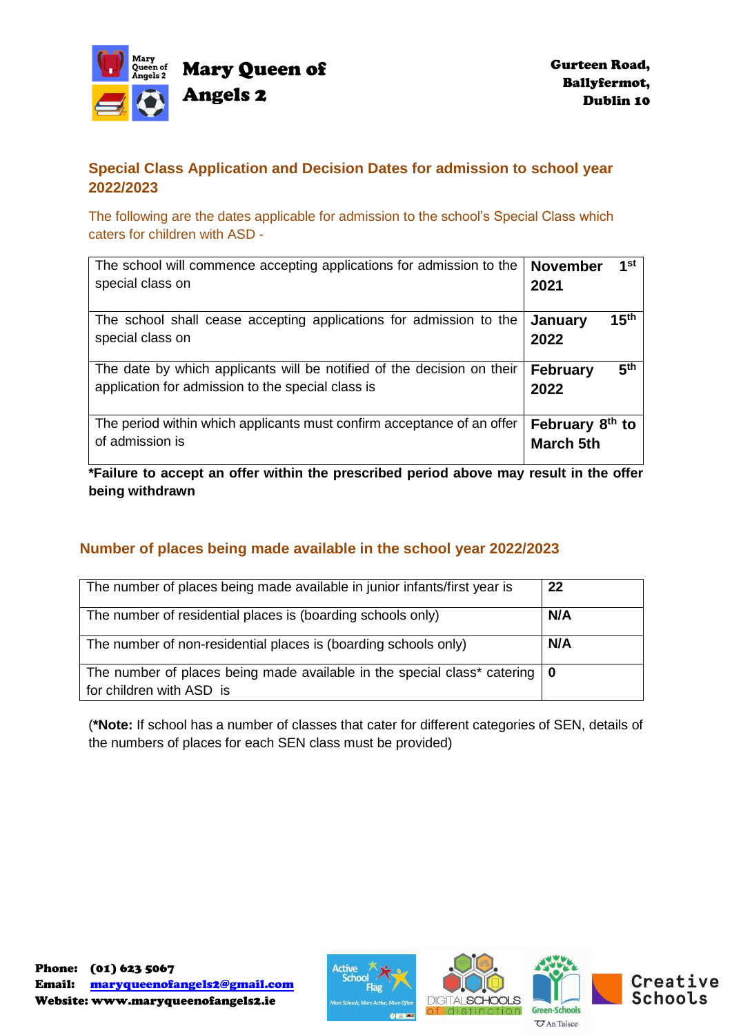# Mary Queen of Angels 2

**Gurteen Road,**
**Ballyfermot,**
**Dublin 10**

## Special Class Application and Decision Dates for admission to school year 2022/2023

The following are the dates applicable for admission to the school's Special Class which caters for children with ASD -

| | |
|---|---|
| The school will commence accepting applications for admission to the special class on | **November 1st 2021** |
| The school shall cease accepting applications for admission to the special class on | **January 15th 2022** |
| The date by which applicants will be notified of the decision on their application for admission to the special class is | **February 5th 2022** |
| The period within which applicants must confirm acceptance of an offer of admission is | **February 8th to March 5th** |

**\*Failure to accept an offer within the prescribed period above may result in the offer being withdrawn**

## Number of places being made available in the school year 2022/2023

| | |
|---|---|
| The number of places being made available in junior infants/first year is | **22** |
| The number of residential places is (boarding schools only) | **N/A** |
| The number of non-residential places is (boarding schools only) | **N/A** |
| The number of places being made available in the special class* catering for children with ASD is | **0** |

(**\*Note:** If school has a number of classes that cater for different categories of SEN, details of the numbers of places for each SEN class must be provided)

**Phone:** (01) 623 5067
**Email:** maryqueenofangels2@gmail.com
**Website:** www.maryqueenofangels2.ie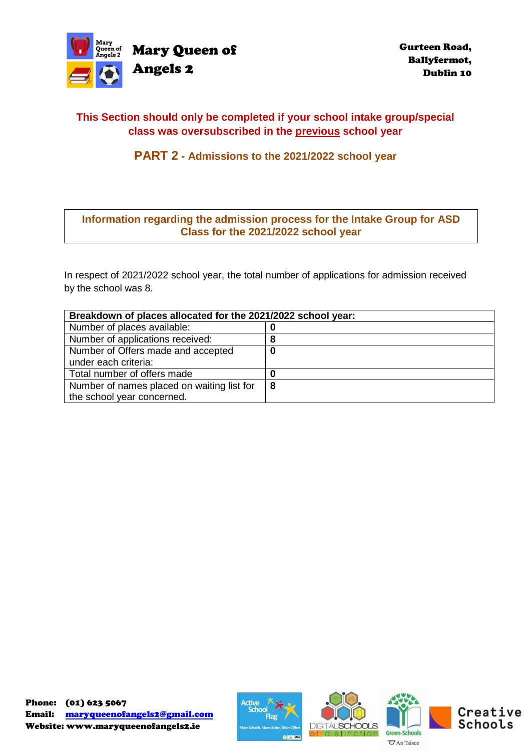Mary Queen of Angels 2

Gurteen Road,
Ballyfermot,
Dublin 10

**This Section should only be completed if your school intake group/special class was oversubscribed in the previous school year**

## PART 2 - Admissions to the 2021/2022 school year

**Information regarding the admission process for the Intake Group for ASD Class for the 2021/2022 school year**

In respect of 2021/2022 school year, the total number of applications for admission received by the school was 8.

| **Breakdown of places allocated for the 2021/2022 school year:** | |
|---|---|
| Number of places available: | **0** |
| Number of applications received: | **8** |
| Number of Offers made and accepted under each criteria: | **0** |
| Total number of offers made | **0** |
| Number of names placed on waiting list for the school year concerned. | **8** |

**Phone:** (01) 623 5067
**Email:** maryqueenofangels2@gmail.com
**Website:** www.maryqueenofangels2.ie